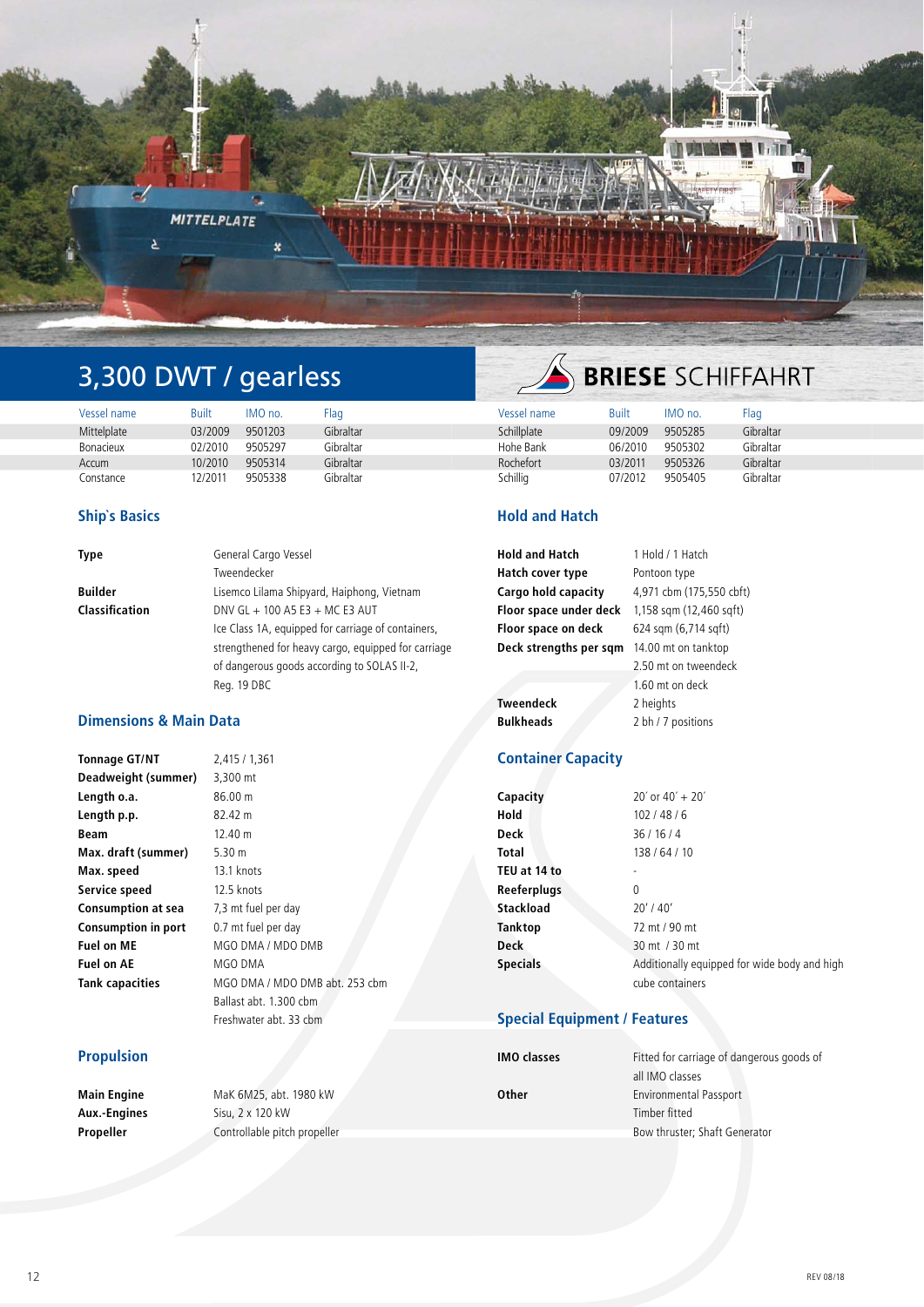# 3,300 DWT / gearless

**BRIESE** SCHIFFAHRT

| Vessel name | Built | IMO no. | Flag |
|---|---|---|---|
| Mittelplate | 03/2009 | 9501203 | Gibraltar |
| Bonacieux | 02/2010 | 9505297 | Gibraltar |
| Accum | 10/2010 | 9505314 | Gibraltar |
| Constance | 12/2011 | 9505338 | Gibraltar |
| Schillplate | 09/2009 | 9505285 | Gibraltar |
| Hohe Bank | 06/2010 | 9505302 | Gibraltar |
| Rochefort | 03/2011 | 9505326 | Gibraltar |
| Schillig | 07/2012 | 9505405 | Gibraltar |

## Ship`s Basics

| | |
|---|---|
| **Type** | General Cargo Vessel<br>Tweendecker |
| **Builder** | Lisemco Lilama Shipyard, Haiphong, Vietnam |
| **Classification** | DNV GL + 100 A5 E3 + MC E3 AUT<br>Ice Class 1A, equipped for carriage of containers, strengthened for heavy cargo, equipped for carriage of dangerous goods according to SOLAS II-2, Reg. 19 DBC |

## Dimensions & Main Data

| | |
|---|---|
| **Tonnage GT/NT** | 2,415 / 1,361 |
| **Deadweight (summer)** | 3,300 mt |
| **Length o.a.** | 86.00 m |
| **Length p.p.** | 82.42 m |
| **Beam** | 12.40 m |
| **Max. draft (summer)** | 5.30 m |
| **Max. speed** | 13.1 knots |
| **Service speed** | 12.5 knots |
| **Consumption at sea** | 7,3 mt fuel per day |
| **Consumption in port** | 0.7 mt fuel per day |
| **Fuel on ME** | MGO DMA / MDO DMB |
| **Fuel on AE** | MGO DMA |
| **Tank capacities** | MGO DMA / MDO DMB abt. 253 cbm<br>Ballast abt. 1.300 cbm<br>Freshwater abt. 33 cbm |

## Propulsion

| | |
|---|---|
| **Main Engine** | MaK 6M25, abt. 1980 kW |
| **Aux.-Engines** | Sisu, 2 x 120 kW |
| **Propeller** | Controllable pitch propeller |

## Hold and Hatch

| | |
|---|---|
| **Hold and Hatch** | 1 Hold / 1 Hatch |
| **Hatch cover type** | Pontoon type |
| **Cargo hold capacity** | 4,971 cbm (175,550 cbft) |
| **Floor space under deck** | 1,158 sqm (12,460 sqft) |
| **Floor space on deck** | 624 sqm (6,714 sqft) |
| **Deck strengths per sqm** | 14.00 mt on tanktop<br>2.50 mt on tweendeck<br>1.60 mt on deck |
| **Tweendeck** | 2 heights |
| **Bulkheads** | 2 bh / 7 positions |

## Container Capacity

| | |
|---|---|
| **Capacity** | 20´ or 40´ + 20´ |
| **Hold** | 102 / 48 / 6 |
| **Deck** | 36 / 16 / 4 |
| **Total** | 138 / 64 / 10 |
| **TEU at 14 to** | - |
| **Reeferplugs** | 0 |
| **Stackload** | 20' / 40' |
| **Tanktop** | 72 mt / 90 mt |
| **Deck** | 30 mt / 30 mt |
| **Specials** | Additionally equipped for wide body and high cube containers |

## Special Equipment / Features

| | |
|---|---|
| **IMO classes** | Fitted for carriage of dangerous goods of all IMO classes |
| **Other** | Environmental Passport<br>Timber fitted<br>Bow thruster; Shaft Generator |

REV 08/18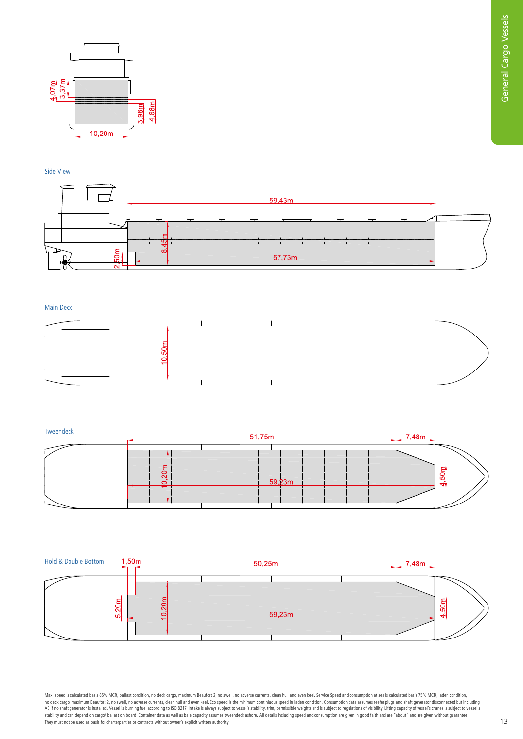4,07m
3,37m
3,98m
4,68m
10,20m

Side View

59,43m
8,45m
2,50m
57,73m

Main Deck

10,50m

Tweendeck

51,75m
7,48m
10,20m
59,23m
4,50m

Hold & Double Bottom

1,50m
50,25m
7,48m
5,20m
10,20m
59,23m
4,50m

Max. speed is calculated basis 85% MCR, ballast condition, no deck cargo, maximum Beaufort 2, no swell, no adverse currents, clean hull and even keel. Service Speed and consumption at sea is calculated basis 75% MCR, laden condition, no deck cargo, maximum Beaufort 2, no swell, no adverse currents, clean hull and even keel. Eco speed is the minimum continiuous speed in laden condition. Consumption data assumes reefer plugs and shaft generator disconnected but including AE if no shaft generator is installed. Vessel is burning fuel according to ISO 8217. Intake is always subject to vessel's stability, trim, permissible weights and is subject to regulations of visibility. Lifting capacity of vessel's cranes is subject to vessel's stability and can depend on cargo/ ballast on board. Container data as well as bale capacity assumes tweendeck ashore. All details including speed and consumption are given in good faith and are "about" and are given without guarantee. They must not be used as basis for charterparties or contracts without owner's explicit written authority.